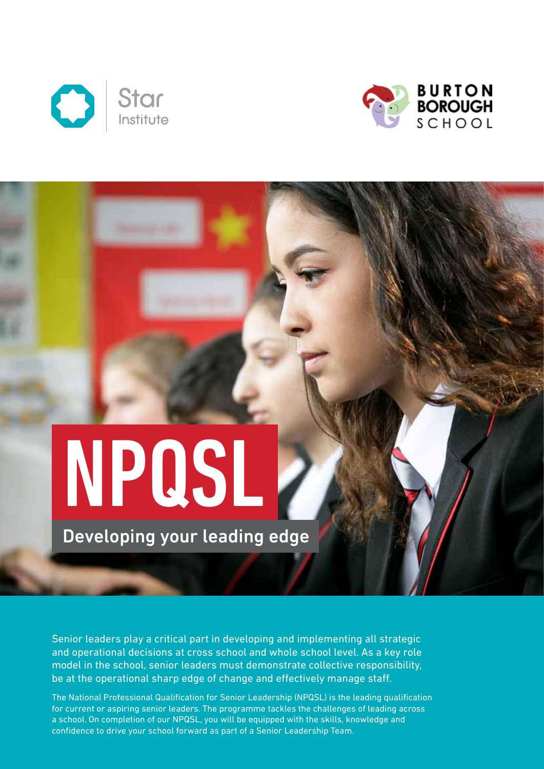Star Institute

BURTON BOROUGH SCHOOL

# NPQSL

## Developing your leading edge

Senior leaders play a critical part in developing and implementing all strategic and operational decisions at cross school and whole school level. As a key role model in the school, senior leaders must demonstrate collective responsibility, be at the operational sharp edge of change and effectively manage staff.

The National Professional Qualification for Senior Leadership (NPQSL) is the leading qualification for current or aspiring senior leaders. The programme tackles the challenges of leading across a school. On completion of our NPQSL, you will be equipped with the skills, knowledge and confidence to drive your school forward as part of a Senior Leadership Team.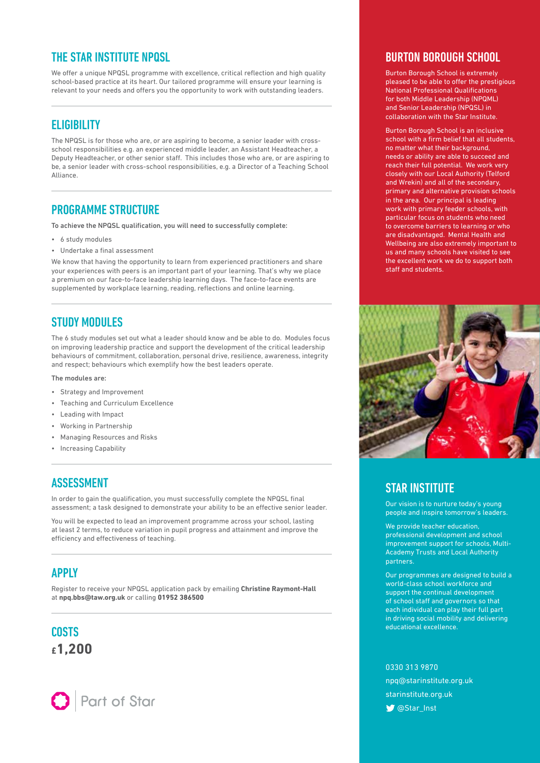## THE STAR INSTITUTE NPQSL

We offer a unique NPQSL programme with excellence, critical reflection and high quality school-based practice at its heart. Our tailored programme will ensure your learning is relevant to your needs and offers you the opportunity to work with outstanding leaders.

## ELIGIBILITY

The NPQSL is for those who are, or are aspiring to become, a senior leader with cross-school responsibilities e.g. an experienced middle leader, an Assistant Headteacher, a Deputy Headteacher, or other senior staff. This includes those who are, or are aspiring to be, a senior leader with cross-school responsibilities, e.g. a Director of a Teaching School Alliance.

## PROGRAMME STRUCTURE

To achieve the NPQSL qualification, you will need to successfully complete:

- 6 study modules
- Undertake a final assessment

We know that having the opportunity to learn from experienced practitioners and share your experiences with peers is an important part of your learning. That's why we place a premium on our face-to-face leadership learning days. The face-to-face events are supplemented by workplace learning, reading, reflections and online learning.

## STUDY MODULES

The 6 study modules set out what a leader should know and be able to do. Modules focus on improving leadership practice and support the development of the critical leadership behaviours of commitment, collaboration, personal drive, resilience, awareness, integrity and respect; behaviours which exemplify how the best leaders operate.

The modules are:

- Strategy and Improvement
- Teaching and Curriculum Excellence
- Leading with Impact
- Working in Partnership
- Managing Resources and Risks
- Increasing Capability

## ASSESSMENT

In order to gain the qualification, you must successfully complete the NPQSL final assessment; a task designed to demonstrate your ability to be an effective senior leader.

You will be expected to lead an improvement programme across your school, lasting at least 2 terms, to reduce variation in pupil progress and attainment and improve the efficiency and effectiveness of teaching.

## APPLY

Register to receive your NPQSL application pack by emailing **Christine Raymont-Hall** at **npq.bbs@taw.org.uk** or calling **01952 386500**

## COSTS

**£1,200**

Part of Star

## BURTON BOROUGH SCHOOL

Burton Borough School is extremely pleased to be able to offer the prestigious National Professional Qualifications for both Middle Leadership (NPQML) and Senior Leadership (NPQSL) in collaboration with the Star Institute.

Burton Borough School is an inclusive school with a firm belief that all students, no matter what their background, needs or ability are able to succeed and reach their full potential. We work very closely with our Local Authority (Telford and Wrekin) and all of the secondary, primary and alternative provision schools in the area. Our principal is leading work with primary feeder schools, with particular focus on students who need to overcome barriers to learning or who are disadvantaged. Mental Health and Wellbeing are also extremely important to us and many schools have visited to see the excellent work we do to support both staff and students.

## STAR INSTITUTE

Our vision is to nurture today's young people and inspire tomorrow's leaders.

We provide teacher education, professional development and school improvement support for schools, Multi-Academy Trusts and Local Authority partners.

Our programmes are designed to build a world-class school workforce and support the continual development of school staff and governors so that each individual can play their full part in driving social mobility and delivering educational excellence.

0330 313 9870

npq@starinstitute.org.uk

starinstitute.org.uk

@Star_Inst